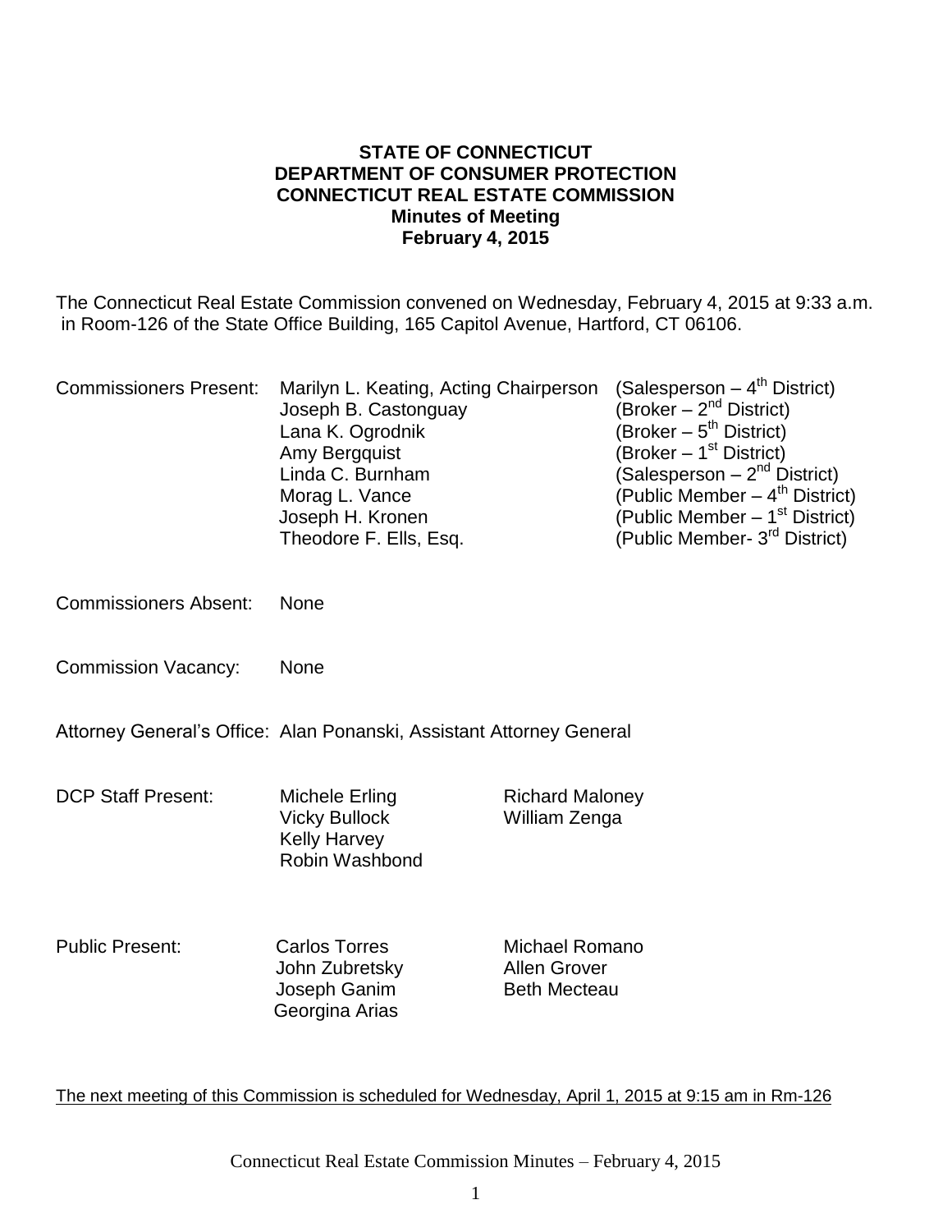**STATE OF CONNECTICUT**
**DEPARTMENT OF CONSUMER PROTECTION**
**CONNECTICUT REAL ESTATE COMMISSION**
**Minutes of Meeting**
**February 4, 2015**

The Connecticut Real Estate Commission convened on Wednesday, February 4, 2015 at 9:33 a.m. in Room-126 of the State Office Building, 165 Capitol Avenue, Hartford, CT 06106.

| Commissioners Present: | Marilyn L. Keating, Acting Chairperson | (Salesperson – 4th District) |
|---|---|---|
| | Joseph B. Castonguay | (Broker – 2nd District) |
| | Lana K. Ogrodnik | (Broker – 5th District) |
| | Amy Bergquist | (Broker – 1st District) |
| | Linda C. Burnham | (Salesperson – 2nd District) |
| | Morag L. Vance | (Public Member – 4th District) |
| | Joseph H. Kronen | (Public Member – 1st District) |
| | Theodore F. Ells, Esq. | (Public Member- 3rd District) |

Commissioners Absent: None

Commission Vacancy: None

Attorney General's Office: Alan Ponanski, Assistant Attorney General

| DCP Staff Present: | Michele Erling | Richard Maloney |
|---|---|---|
| | Vicky Bullock | William Zenga |
| | Kelly Harvey | |
| | Robin Washbond | |

| Public Present: | Carlos Torres | Michael Romano |
|---|---|---|
| | John Zubretsky | Allen Grover |
| | Joseph Ganim | Beth Mecteau |
| | Georgina Arias | |

The next meeting of this Commission is scheduled for Wednesday, April 1, 2015 at 9:15 am in Rm-126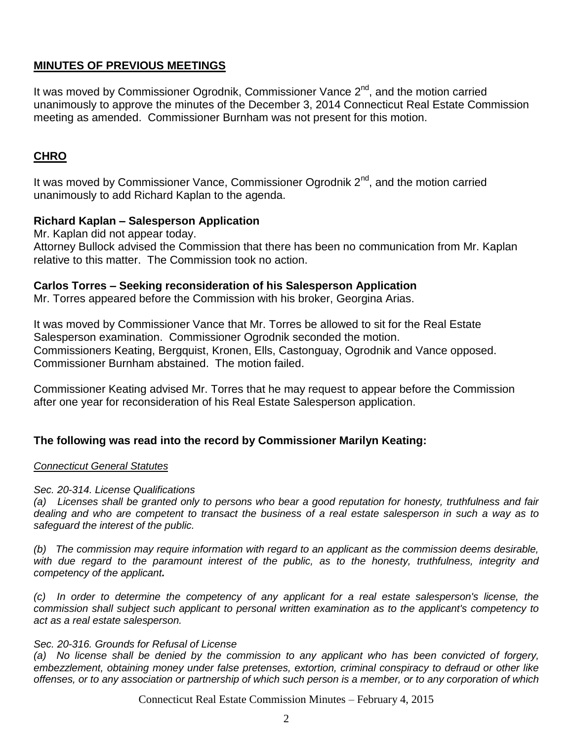## MINUTES OF PREVIOUS MEETINGS

It was moved by Commissioner Ogrodnik, Commissioner Vance 2nd, and the motion carried unanimously to approve the minutes of the December 3, 2014 Connecticut Real Estate Commission meeting as amended. Commissioner Burnham was not present for this motion.

## CHRO

It was moved by Commissioner Vance, Commissioner Ogrodnik 2nd, and the motion carried unanimously to add Richard Kaplan to the agenda.

### Richard Kaplan – Salesperson Application

Mr. Kaplan did not appear today.
Attorney Bullock advised the Commission that there has been no communication from Mr. Kaplan relative to this matter. The Commission took no action.

### Carlos Torres – Seeking reconsideration of his Salesperson Application

Mr. Torres appeared before the Commission with his broker, Georgina Arias.

It was moved by Commissioner Vance that Mr. Torres be allowed to sit for the Real Estate Salesperson examination. Commissioner Ogrodnik seconded the motion.
Commissioners Keating, Bergquist, Kronen, Ells, Castonguay, Ogrodnik and Vance opposed.
Commissioner Burnham abstained. The motion failed.

Commissioner Keating advised Mr. Torres that he may request to appear before the Commission after one year for reconsideration of his Real Estate Salesperson application.

### The following was read into the record by Commissioner Marilyn Keating:

*Connecticut General Statutes*

*Sec. 20-314. License Qualifications*

*(a) Licenses shall be granted only to persons who bear a good reputation for honesty, truthfulness and fair dealing and who are competent to transact the business of a real estate salesperson in such a way as to safeguard the interest of the public.*

*(b) The commission may require information with regard to an applicant as the commission deems desirable, with due regard to the paramount interest of the public, as to the honesty, truthfulness, integrity and competency of the applicant.*

*(c) In order to determine the competency of any applicant for a real estate salesperson's license, the commission shall subject such applicant to personal written examination as to the applicant's competency to act as a real estate salesperson.*

*Sec. 20-316. Grounds for Refusal of License*

*(a) No license shall be denied by the commission to any applicant who has been convicted of forgery, embezzlement, obtaining money under false pretenses, extortion, criminal conspiracy to defraud or other like offenses, or to any association or partnership of which such person is a member, or to any corporation of which*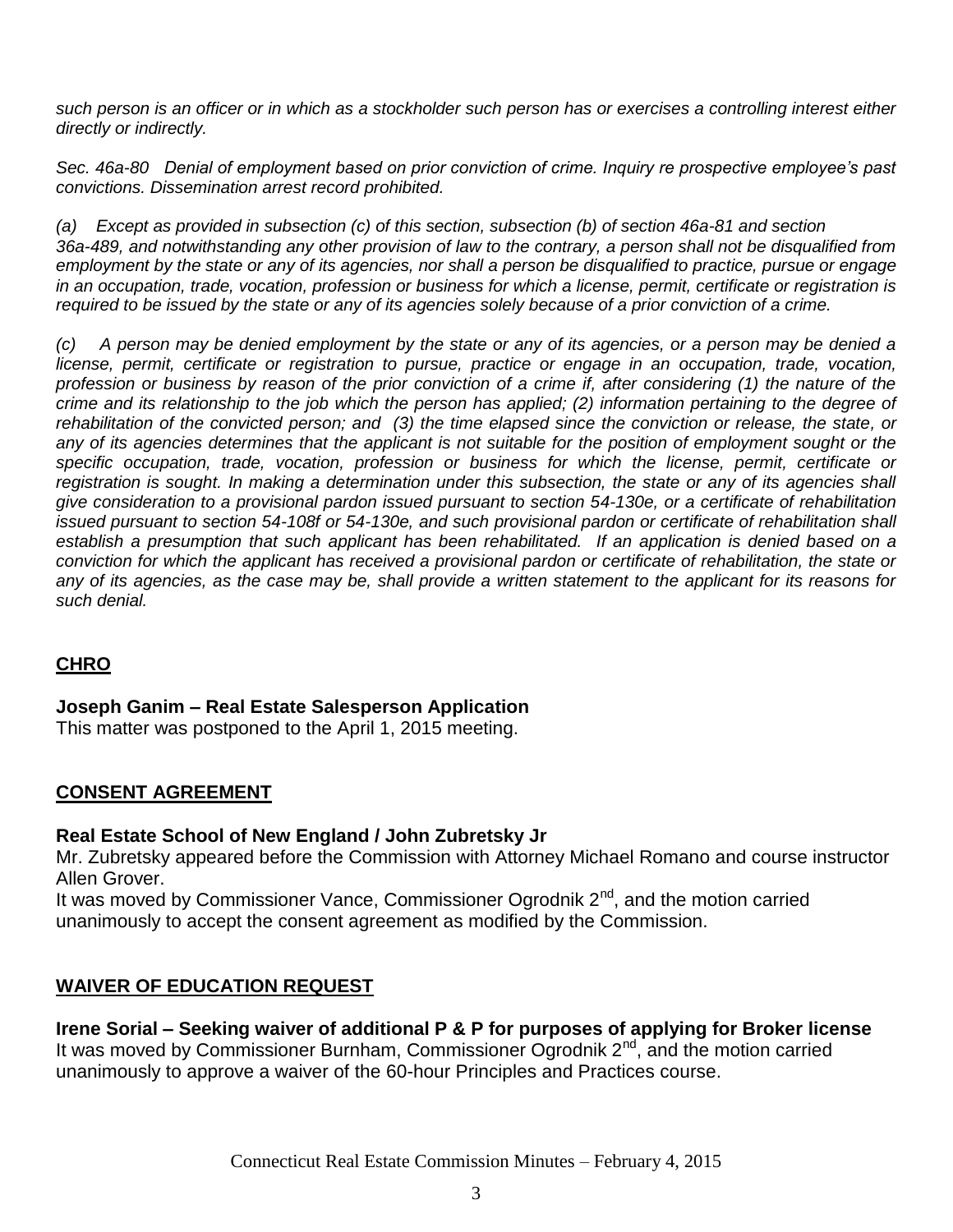*such person is an officer or in which as a stockholder such person has or exercises a controlling interest either directly or indirectly.*

*Sec. 46a-80 Denial of employment based on prior conviction of crime. Inquiry re prospective employee's past convictions. Dissemination arrest record prohibited.*

*(a) Except as provided in subsection (c) of this section, subsection (b) of section 46a-81 and section 36a-489, and notwithstanding any other provision of law to the contrary, a person shall not be disqualified from employment by the state or any of its agencies, nor shall a person be disqualified to practice, pursue or engage in an occupation, trade, vocation, profession or business for which a license, permit, certificate or registration is required to be issued by the state or any of its agencies solely because of a prior conviction of a crime.*

*(c) A person may be denied employment by the state or any of its agencies, or a person may be denied a license, permit, certificate or registration to pursue, practice or engage in an occupation, trade, vocation, profession or business by reason of the prior conviction of a crime if, after considering (1) the nature of the crime and its relationship to the job which the person has applied; (2) information pertaining to the degree of rehabilitation of the convicted person; and (3) the time elapsed since the conviction or release, the state, or any of its agencies determines that the applicant is not suitable for the position of employment sought or the specific occupation, trade, vocation, profession or business for which the license, permit, certificate or registration is sought. In making a determination under this subsection, the state or any of its agencies shall give consideration to a provisional pardon issued pursuant to section 54-130e, or a certificate of rehabilitation issued pursuant to section 54-108f or 54-130e, and such provisional pardon or certificate of rehabilitation shall establish a presumption that such applicant has been rehabilitated. If an application is denied based on a conviction for which the applicant has received a provisional pardon or certificate of rehabilitation, the state or any of its agencies, as the case may be, shall provide a written statement to the applicant for its reasons for such denial.*

## CHRO

**Joseph Ganim – Real Estate Salesperson Application**
This matter was postponed to the April 1, 2015 meeting.

## CONSENT AGREEMENT

**Real Estate School of New England / John Zubretsky Jr**
Mr. Zubretsky appeared before the Commission with Attorney Michael Romano and course instructor Allen Grover.
It was moved by Commissioner Vance, Commissioner Ogrodnik 2nd, and the motion carried unanimously to accept the consent agreement as modified by the Commission.

## WAIVER OF EDUCATION REQUEST

**Irene Sorial – Seeking waiver of additional P & P for purposes of applying for Broker license**
It was moved by Commissioner Burnham, Commissioner Ogrodnik 2nd, and the motion carried unanimously to approve a waiver of the 60-hour Principles and Practices course.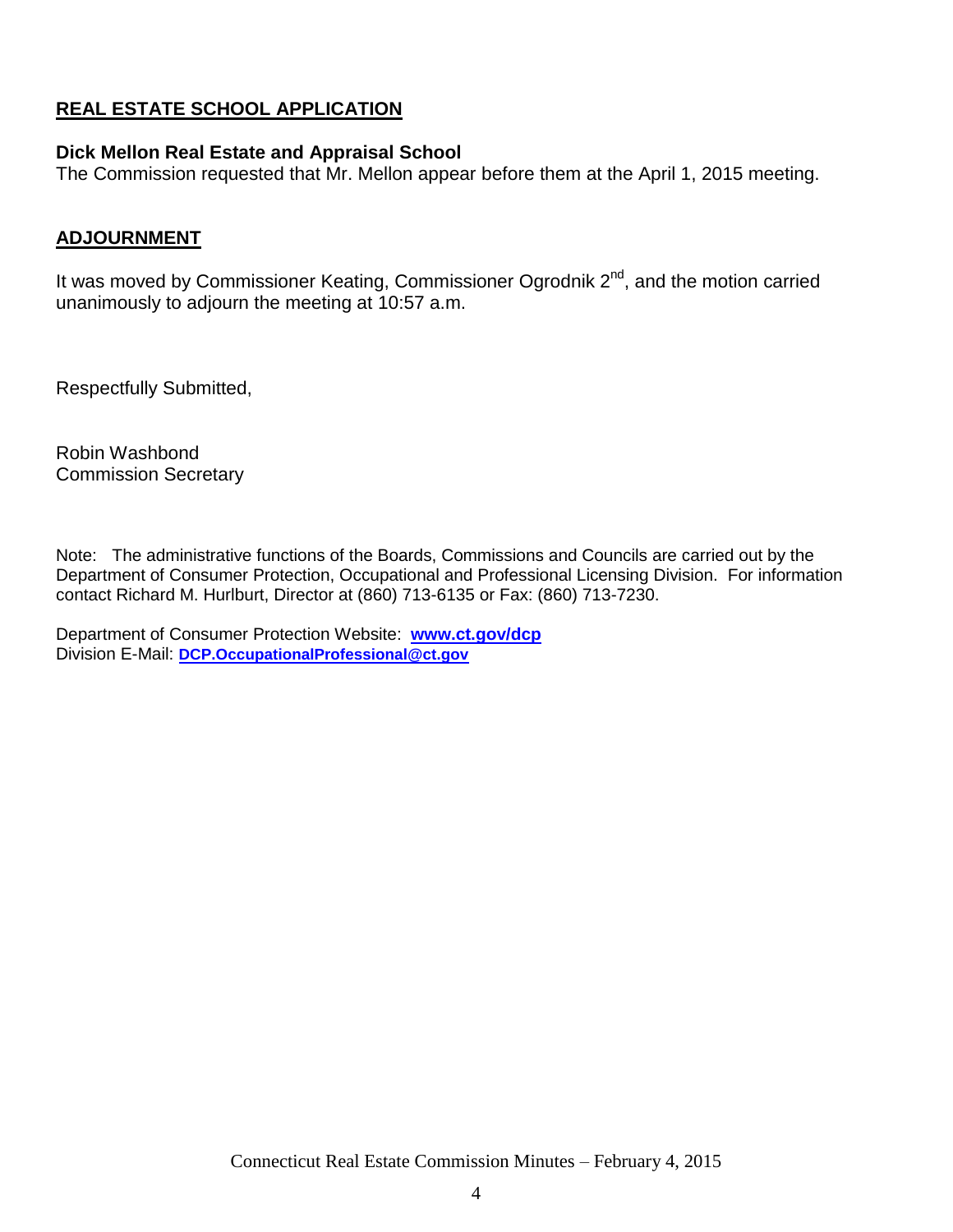## REAL ESTATE SCHOOL APPLICATION

**Dick Mellon Real Estate and Appraisal School**

The Commission requested that Mr. Mellon appear before them at the April 1, 2015 meeting.

## ADJOURNMENT

It was moved by Commissioner Keating, Commissioner Ogrodnik 2nd, and the motion carried unanimously to adjourn the meeting at 10:57 a.m.

Respectfully Submitted,

Robin Washbond
Commission Secretary

Note: The administrative functions of the Boards, Commissions and Councils are carried out by the Department of Consumer Protection, Occupational and Professional Licensing Division. For information contact Richard M. Hurlburt, Director at (860) 713-6135 or Fax: (860) 713-7230.

Department of Consumer Protection Website: **www.ct.gov/dcp**
Division E-Mail: **DCP.OccupationalProfessional@ct.gov**